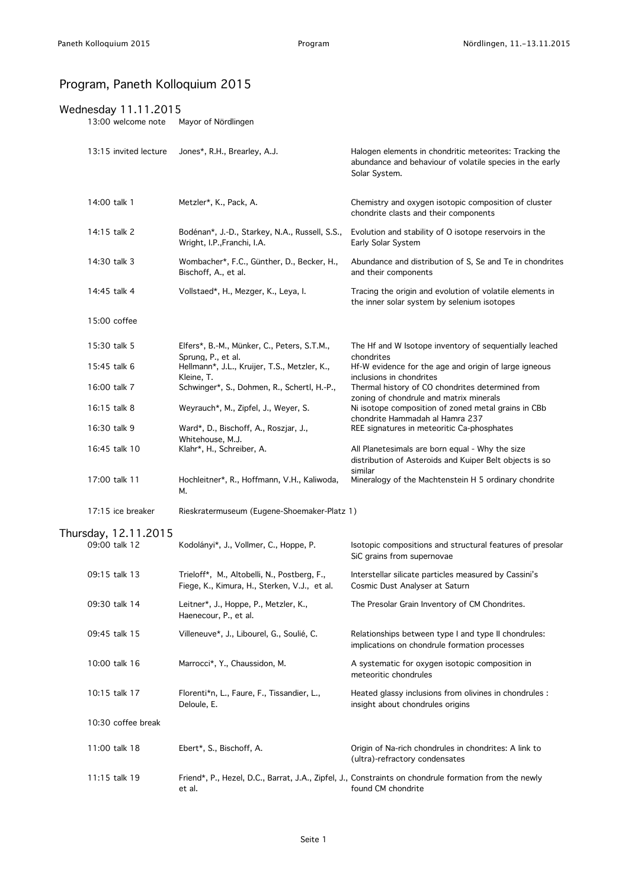# Program, Paneth Kolloquium 2015

## Wednesday 11.11.2015

| Time | Authors | Title |
|---|---|---|
| 13:00 welcome note | Mayor of Nördlingen | |
| 13:15 invited lecture | Jones*, R.H., Brearley, A.J. | Halogen elements in chondritic meteorites: Tracking the abundance and behaviour of volatile species in the early Solar System. |
| 14:00 talk 1 | Metzler*, K., Pack, A. | Chemistry and oxygen isotopic composition of cluster chondrite clasts and their components |
| 14:15 talk 2 | Bodénan*, J.-D., Starkey, N.A., Russell, S.S., Wright, I.P.,Franchi, I.A. | Evolution and stability of O isotope reservoirs in the Early Solar System |
| 14:30 talk 3 | Wombacher*, F.C., Günther, D., Becker, H., Bischoff, A., et al. | Abundance and distribution of S, Se and Te in chondrites and their components |
| 14:45 talk 4 | Vollstaed*, H., Mezger, K., Leya, I. | Tracing the origin and evolution of volatile elements in the inner solar system by selenium isotopes |
| 15:00 coffee | | |
| 15:30 talk 5 | Elfers*, B.-M., Münker, C., Peters, S.T.M., Sprung, P., et al. | The Hf and W Isotope inventory of sequentially leached chondrites |
| 15:45 talk 6 | Hellmann*, J.L., Kruijer, T.S., Metzler, K., Kleine, T. | Hf-W evidence for the age and origin of large igneous inclusions in chondrites |
| 16:00 talk 7 | Schwinger*, S., Dohmen, R., Schertl, H.-P., | Thermal history of CO chondrites determined from zoning of chondrule and matrix minerals |
| 16:15 talk 8 | Weyrauch*, M., Zipfel, J., Weyer, S. | Ni isotope composition of zoned metal grains in CBb chondrite Hammadah al Hamra 237 |
| 16:30 talk 9 | Ward*, D., Bischoff, A., Roszjar, J., Whitehouse, M.J. | REE signatures in meteoritic Ca-phosphates |
| 16:45 talk 10 | Klahr*, H., Schreiber, A. | All Planetesimals are born equal - Why the size distribution of Asteroids and Kuiper Belt objects is so similar |
| 17:00 talk 11 | Hochleitner*, R., Hoffmann, V.H., Kaliwoda, M. | Mineralogy of the Machtenstein H 5 ordinary chondrite |
| 17:15 ice breaker | Rieskratermuseum (Eugene-Shoemaker-Platz 1) | |

## Thursday, 12.11.2015

| Time | Authors | Title |
|---|---|---|
| 09:00 talk 12 | Kodolányi*, J., Vollmer, C., Hoppe, P. | Isotopic compositions and structural features of presolar SiC grains from supernovae |
| 09:15 talk 13 | Trieloff*, M., Altobelli, N., Postberg, F., Fiege, K., Kimura, H., Sterken, V.J., et al. | Interstellar silicate particles measured by Cassini's Cosmic Dust Analyser at Saturn |
| 09:30 talk 14 | Leitner*, J., Hoppe, P., Metzler, K., Haenecour, P., et al. | The Presolar Grain Inventory of CM Chondrites. |
| 09:45 talk 15 | Villeneuve*, J., Libourel, G., Soulié, C. | Relationships between type I and type II chondrules: implications on chondrule formation processes |
| 10:00 talk 16 | Marrocci*, Y., Chaussidon, M. | A systematic for oxygen isotopic composition in meteoritic chondrules |
| 10:15 talk 17 | Florenti*n, L., Faure, F., Tissandier, L., Deloule, E. | Heated glassy inclusions from olivines in chondrules : insight about chondrules origins |
| 10:30 coffee break | | |
| 11:00 talk 18 | Ebert*, S., Bischoff, A. | Origin of Na-rich chondrules in chondrites: A link to (ultra)-refractory condensates |
| 11:15 talk 19 | Friend*, P., Hezel, D.C., Barrat, J.A., Zipfel, J., et al. | Constraints on chondrule formation from the newly found CM chondrite |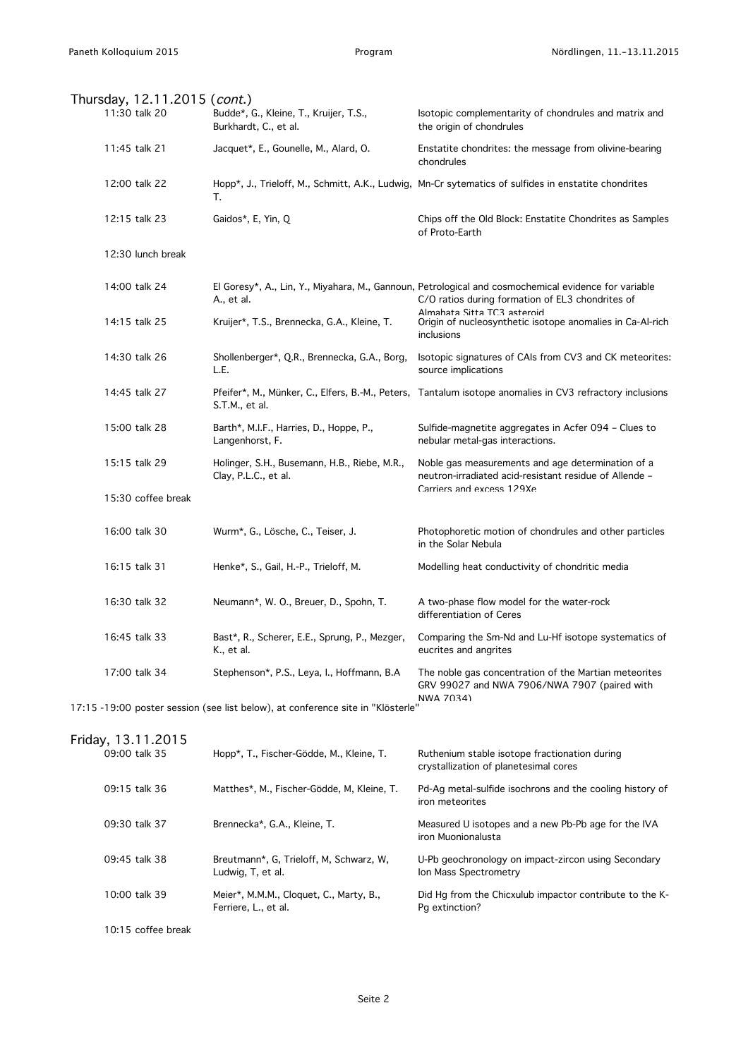## Thursday, 12.11.2015 (*cont.*)

| | | |
|---|---|---|
| 11:30 talk 20 | Budde*, G., Kleine, T., Kruijer, T.S., Burkhardt, C., et al. | Isotopic complementarity of chondrules and matrix and the origin of chondrules |
| 11:45 talk 21 | Jacquet*, E., Gounelle, M., Alard, O. | Enstatite chondrites: the message from olivine-bearing chondrules |
| 12:00 talk 22 | Hopp*, J., Trieloff, M., Schmitt, A.K., Ludwig, T. | Mn-Cr sytematics of sulfides in enstatite chondrites |
| 12:15 talk 23 | Gaidos*, E, Yin, Q | Chips off the Old Block: Enstatite Chondrites as Samples of Proto-Earth |
| 12:30 lunch break | | |
| 14:00 talk 24 | El Goresy*, A., Lin, Y., Miyahara, M., Gannoun, A., et al. | Petrological and cosmochemical evidence for variable C/O ratios during formation of EL3 chondrites of Almahata Sitta TC3 asteroid |
| 14:15 talk 25 | Kruijer*, T.S., Brennecka, G.A., Kleine, T. | Origin of nucleosynthetic isotope anomalies in Ca-Al-rich inclusions |
| 14:30 talk 26 | Shollenberger*, Q.R., Brennecka, G.A., Borg, L.E. | Isotopic signatures of CAIs from CV3 and CK meteorites: source implications |
| 14:45 talk 27 | Pfeifer*, M., Münker, C., Elfers, B.-M., Peters, S.T.M., et al. | Tantalum isotope anomalies in CV3 refractory inclusions |
| 15:00 talk 28 | Barth*, M.I.F., Harries, D., Hoppe, P., Langenhorst, F. | Sulfide-magnetite aggregates in Acfer 094 – Clues to nebular metal-gas interactions. |
| 15:15 talk 29 | Holinger, S.H., Busemann, H.B., Riebe, M.R., Clay, P.L.C., et al. | Noble gas measurements and age determination of a neutron-irradiated acid-resistant residue of Allende – Carriers and excess 129Xe |
| 15:30 coffee break | | |
| 16:00 talk 30 | Wurm*, G., Lösche, C., Teiser, J. | Photophoretic motion of chondrules and other particles in the Solar Nebula |
| 16:15 talk 31 | Henke*, S., Gail, H.-P., Trieloff, M. | Modelling heat conductivity of chondritic media |
| 16:30 talk 32 | Neumann*, W. O., Breuer, D., Spohn, T. | A two-phase flow model for the water-rock differentiation of Ceres |
| 16:45 talk 33 | Bast*, R., Scherer, E.E., Sprung, P., Mezger, K., et al. | Comparing the Sm-Nd and Lu-Hf isotope systematics of eucrites and angrites |
| 17:00 talk 34 | Stephenson*, P.S., Leya, I., Hoffmann, B.A | The noble gas concentration of the Martian meteorites GRV 99027 and NWA 7906/NWA 7907 (paired with NWA 7034) |

17:15 -19:00 poster session (see list below), at conference site in "Klösterle"

## Friday, 13.11.2015

| | | |
|---|---|---|
| 09:00 talk 35 | Hopp*, T., Fischer-Gödde, M., Kleine, T. | Ruthenium stable isotope fractionation during crystallization of planetesimal cores |
| 09:15 talk 36 | Matthes*, M., Fischer-Gödde, M, Kleine, T. | Pd-Ag metal-sulfide isochrons and the cooling history of iron meteorites |
| 09:30 talk 37 | Brennecka*, G.A., Kleine, T. | Measured U isotopes and a new Pb-Pb age for the IVA iron Muonionalusta |
| 09:45 talk 38 | Breutmann*, G, Trieloff, M, Schwarz, W, Ludwig, T, et al. | U-Pb geochronology on impact-zircon using Secondary Ion Mass Spectrometry |
| 10:00 talk 39 | Meier*, M.M.M., Cloquet, C., Marty, B., Ferriere, L., et al. | Did Hg from the Chicxulub impactor contribute to the K-Pg extinction? |
| 10:15 coffee break | | |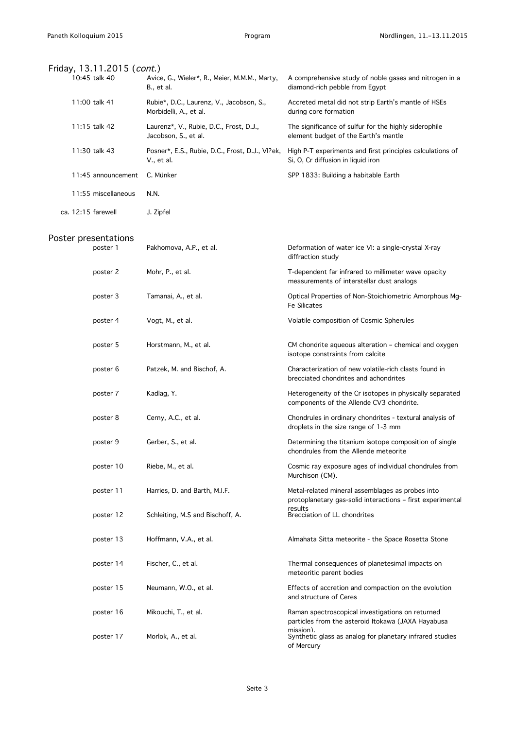## Friday, 13.11.2015 (*cont.*)

| | | |
|---|---|---|
| 10:45 talk 40 | Avice, G., Wieler*, R., Meier, M.M.M., Marty, B., et al. | A comprehensive study of noble gases and nitrogen in a diamond-rich pebble from Egypt |
| 11:00 talk 41 | Rubie*, D.C., Laurenz, V., Jacobson, S., Morbidelli, A., et al. | Accreted metal did not strip Earth's mantle of HSEs during core formation |
| 11:15 talk 42 | Laurenz*, V., Rubie, D.C., Frost, D.J., Jacobson, S., et al. | The significance of sulfur for the highly siderophile element budget of the Earth's mantle |
| 11:30 talk 43 | Posner*, E.S., Rubie, D.C., Frost, D.J., Vl?ek, V., et al. | High P-T experiments and first principles calculations of Si, O, Cr diffusion in liquid iron |
| 11:45 announcement | C. Münker | SPP 1833: Building a habitable Earth |
| 11:55 miscellaneous | N.N. | |
| ca. 12:15 farewell | J. Zipfel | |

## Poster presentations

| | | |
|---|---|---|
| poster 1 | Pakhomova, A.P., et al. | Deformation of water ice VI: a single-crystal X-ray diffraction study |
| poster 2 | Mohr, P., et al. | T-dependent far infrared to millimeter wave opacity measurements of interstellar dust analogs |
| poster 3 | Tamanai, A., et al. | Optical Properties of Non-Stoichiometric Amorphous Mg-Fe Silicates |
| poster 4 | Vogt, M., et al. | Volatile composition of Cosmic Spherules |
| poster 5 | Horstmann, M., et al. | CM chondrite aqueous alteration – chemical and oxygen isotope constraints from calcite |
| poster 6 | Patzek, M. and Bischof, A. | Characterization of new volatile-rich clasts found in brecciated chondrites and achondrites |
| poster 7 | Kadlag, Y. | Heterogeneity of the Cr isotopes in physically separated components of the Allende CV3 chondrite. |
| poster 8 | Cerny, A.C., et al. | Chondrules in ordinary chondrites - textural analysis of droplets in the size range of 1-3 mm |
| poster 9 | Gerber, S., et al. | Determining the titanium isotope composition of single chondrules from the Allende meteorite |
| poster 10 | Riebe, M., et al. | Cosmic ray exposure ages of individual chondrules from Murchison (CM). |
| poster 11 | Harries, D. and Barth, M.I.F. | Metal-related mineral assemblages as probes into protoplanetary gas-solid interactions – first experimental results |
| poster 12 | Schleiting, M.S and Bischoff, A. | Brecciation of LL chondrites |
| poster 13 | Hoffmann, V.A., et al. | Almahata Sitta meteorite - the Space Rosetta Stone |
| poster 14 | Fischer, C., et al. | Thermal consequences of planetesimal impacts on meteoritic parent bodies |
| poster 15 | Neumann, W.O., et al. | Effects of accretion and compaction on the evolution and structure of Ceres |
| poster 16 | Mikouchi, T., et al. | Raman spectroscopical investigations on returned particles from the asteroid Itokawa (JAXA Hayabusa mission). |
| poster 17 | Morlok, A., et al. | Synthetic glass as analog for planetary infrared studies of Mercury |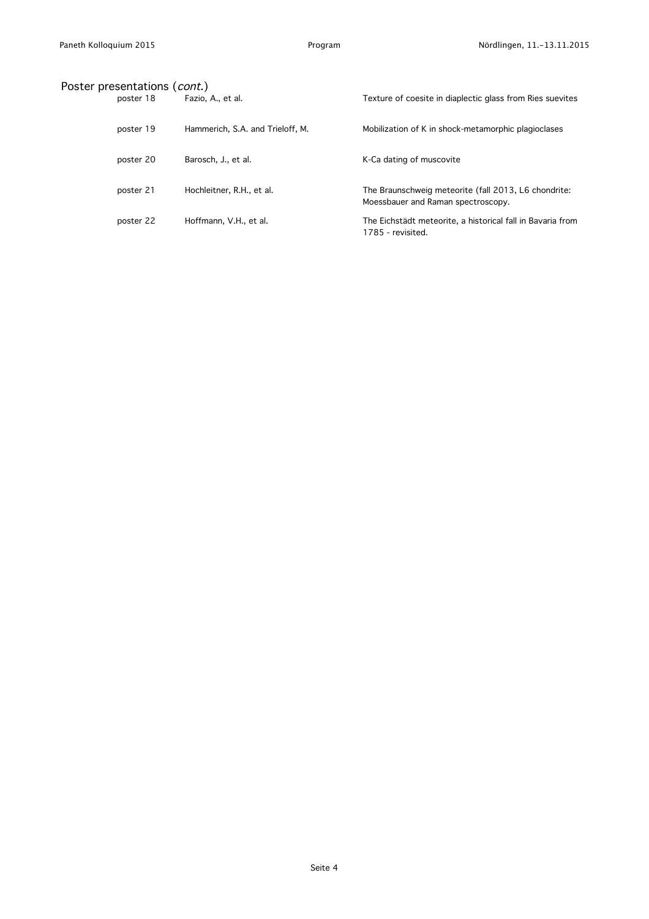## Poster presentations (*cont.*)

| | | |
|---|---|---|
| poster 18 | Fazio, A., et al. | Texture of coesite in diaplectic glass from Ries suevites |
| poster 19 | Hammerich, S.A. and Trieloff, M. | Mobilization of K in shock-metamorphic plagioclases |
| poster 20 | Barosch, J., et al. | K-Ca dating of muscovite |
| poster 21 | Hochleitner, R.H., et al. | The Braunschweig meteorite (fall 2013, L6 chondrite: Moessbauer and Raman spectroscopy. |
| poster 22 | Hoffmann, V.H., et al. | The Eichstädt meteorite, a historical fall in Bavaria from 1785 - revisited. |